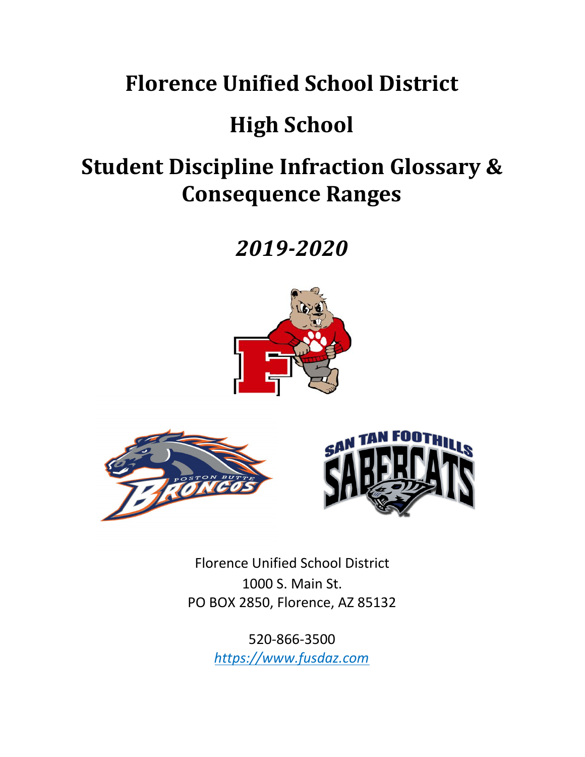# Florence Unified School District

# High School

# Student Discipline Infraction Glossary & Consequence Ranges

## *2019-2020*

Florence Unified School District
1000 S. Main St.
PO BOX 2850, Florence, AZ 85132

520-866-3500
*https://www.fusdaz.com*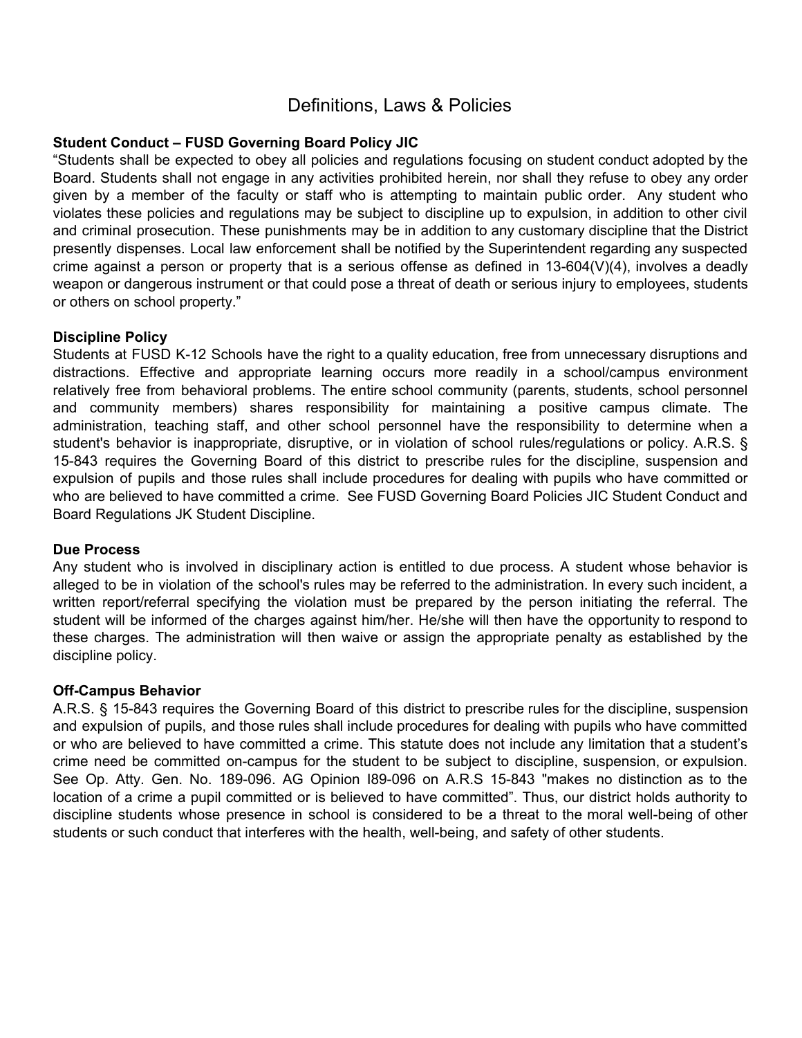# Definitions, Laws & Policies

**Student Conduct – FUSD Governing Board Policy JIC**

"Students shall be expected to obey all policies and regulations focusing on student conduct adopted by the Board. Students shall not engage in any activities prohibited herein, nor shall they refuse to obey any order given by a member of the faculty or staff who is attempting to maintain public order. Any student who violates these policies and regulations may be subject to discipline up to expulsion, in addition to other civil and criminal prosecution. These punishments may be in addition to any customary discipline that the District presently dispenses. Local law enforcement shall be notified by the Superintendent regarding any suspected crime against a person or property that is a serious offense as defined in 13-604(V)(4), involves a deadly weapon or dangerous instrument or that could pose a threat of death or serious injury to employees, students or others on school property."

**Discipline Policy**

Students at FUSD K-12 Schools have the right to a quality education, free from unnecessary disruptions and distractions. Effective and appropriate learning occurs more readily in a school/campus environment relatively free from behavioral problems. The entire school community (parents, students, school personnel and community members) shares responsibility for maintaining a positive campus climate. The administration, teaching staff, and other school personnel have the responsibility to determine when a student's behavior is inappropriate, disruptive, or in violation of school rules/regulations or policy. A.R.S. § 15-843 requires the Governing Board of this district to prescribe rules for the discipline, suspension and expulsion of pupils and those rules shall include procedures for dealing with pupils who have committed or who are believed to have committed a crime. See FUSD Governing Board Policies JIC Student Conduct and Board Regulations JK Student Discipline.

**Due Process**

Any student who is involved in disciplinary action is entitled to due process. A student whose behavior is alleged to be in violation of the school's rules may be referred to the administration. In every such incident, a written report/referral specifying the violation must be prepared by the person initiating the referral. The student will be informed of the charges against him/her. He/she will then have the opportunity to respond to these charges. The administration will then waive or assign the appropriate penalty as established by the discipline policy.

**Off-Campus Behavior**

A.R.S. § 15-843 requires the Governing Board of this district to prescribe rules for the discipline, suspension and expulsion of pupils, and those rules shall include procedures for dealing with pupils who have committed or who are believed to have committed a crime. This statute does not include any limitation that a student's crime need be committed on-campus for the student to be subject to discipline, suspension, or expulsion. See Op. Atty. Gen. No. 189-096. AG Opinion I89-096 on A.R.S 15-843 "makes no distinction as to the location of a crime a pupil committed or is believed to have committed". Thus, our district holds authority to discipline students whose presence in school is considered to be a threat to the moral well-being of other students or such conduct that interferes with the health, well-being, and safety of other students.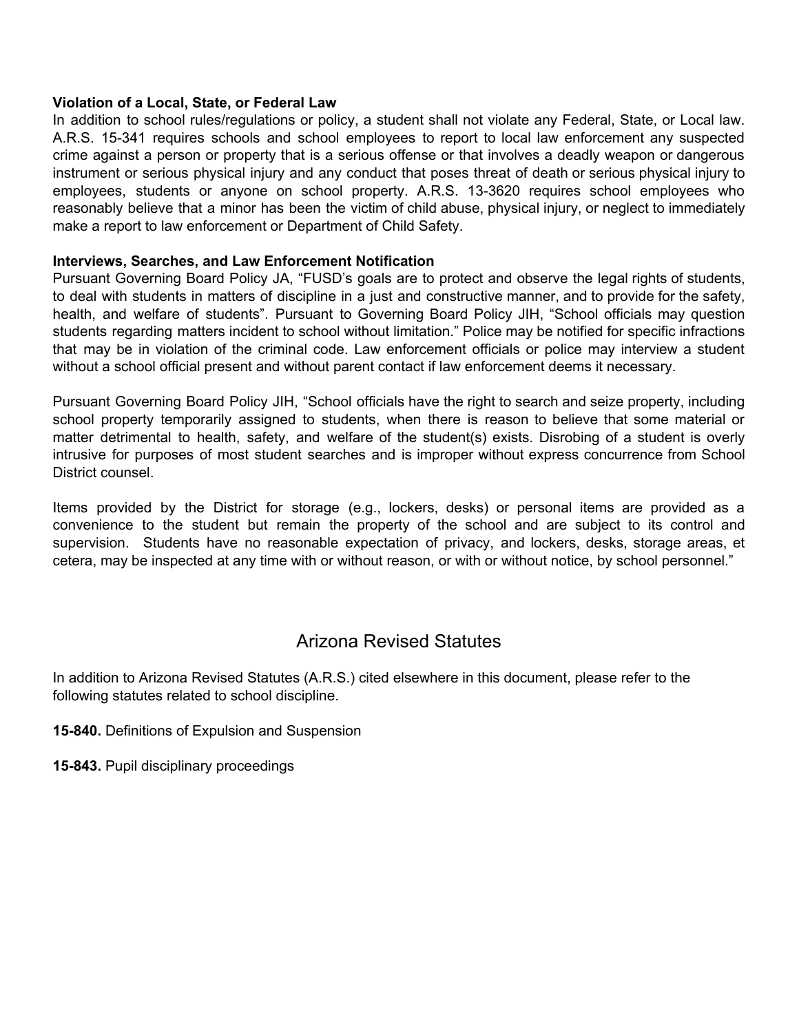**Violation of a Local, State, or Federal Law**

In addition to school rules/regulations or policy, a student shall not violate any Federal, State, or Local law. A.R.S. 15-341 requires schools and school employees to report to local law enforcement any suspected crime against a person or property that is a serious offense or that involves a deadly weapon or dangerous instrument or serious physical injury and any conduct that poses threat of death or serious physical injury to employees, students or anyone on school property. A.R.S. 13-3620 requires school employees who reasonably believe that a minor has been the victim of child abuse, physical injury, or neglect to immediately make a report to law enforcement or Department of Child Safety.

**Interviews, Searches, and Law Enforcement Notification**

Pursuant Governing Board Policy JA, "FUSD's goals are to protect and observe the legal rights of students, to deal with students in matters of discipline in a just and constructive manner, and to provide for the safety, health, and welfare of students". Pursuant to Governing Board Policy JIH, "School officials may question students regarding matters incident to school without limitation." Police may be notified for specific infractions that may be in violation of the criminal code. Law enforcement officials or police may interview a student without a school official present and without parent contact if law enforcement deems it necessary.

Pursuant Governing Board Policy JIH, "School officials have the right to search and seize property, including school property temporarily assigned to students, when there is reason to believe that some material or matter detrimental to health, safety, and welfare of the student(s) exists. Disrobing of a student is overly intrusive for purposes of most student searches and is improper without express concurrence from School District counsel.

Items provided by the District for storage (e.g., lockers, desks) or personal items are provided as a convenience to the student but remain the property of the school and are subject to its control and supervision. Students have no reasonable expectation of privacy, and lockers, desks, storage areas, et cetera, may be inspected at any time with or without reason, or with or without notice, by school personnel."

## Arizona Revised Statutes

In addition to Arizona Revised Statutes (A.R.S.) cited elsewhere in this document, please refer to the following statutes related to school discipline.

**15-840.** Definitions of Expulsion and Suspension

**15-843.** Pupil disciplinary proceedings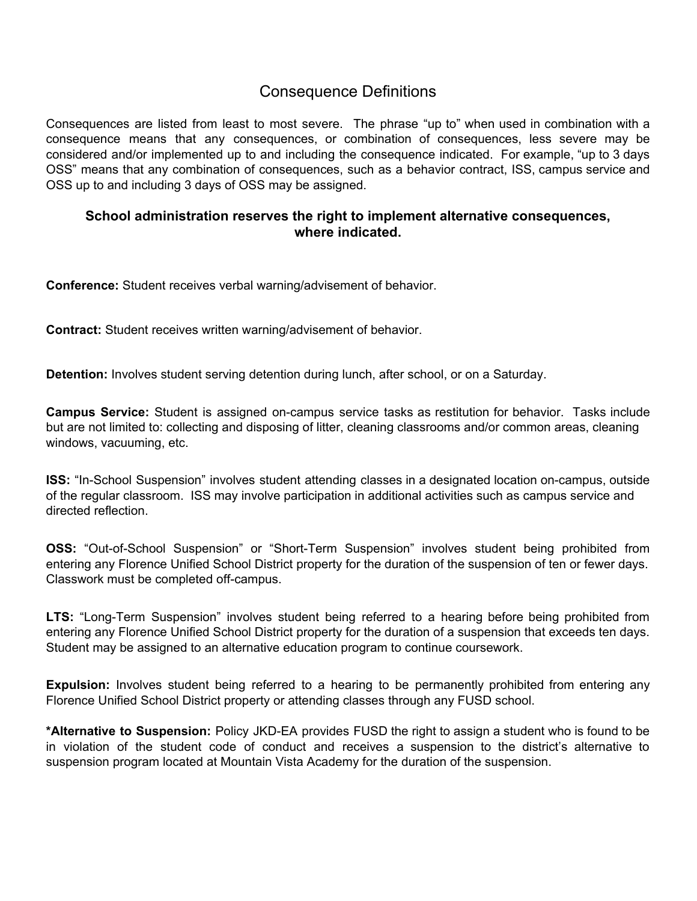# Consequence Definitions

Consequences are listed from least to most severe. The phrase “up to” when used in combination with a consequence means that any consequences, or combination of consequences, less severe may be considered and/or implemented up to and including the consequence indicated. For example, “up to 3 days OSS” means that any combination of consequences, such as a behavior contract, ISS, campus service and OSS up to and including 3 days of OSS may be assigned.

**School administration reserves the right to implement alternative consequences, where indicated.**

**Conference:** Student receives verbal warning/advisement of behavior.

**Contract:** Student receives written warning/advisement of behavior.

**Detention:** Involves student serving detention during lunch, after school, or on a Saturday.

**Campus Service:** Student is assigned on-campus service tasks as restitution for behavior. Tasks include but are not limited to: collecting and disposing of litter, cleaning classrooms and/or common areas, cleaning windows, vacuuming, etc.

**ISS:** “In-School Suspension” involves student attending classes in a designated location on-campus, outside of the regular classroom. ISS may involve participation in additional activities such as campus service and directed reflection.

**OSS:** “Out-of-School Suspension” or “Short-Term Suspension” involves student being prohibited from entering any Florence Unified School District property for the duration of the suspension of ten or fewer days. Classwork must be completed off-campus.

**LTS:** “Long-Term Suspension” involves student being referred to a hearing before being prohibited from entering any Florence Unified School District property for the duration of a suspension that exceeds ten days. Student may be assigned to an alternative education program to continue coursework.

**Expulsion:** Involves student being referred to a hearing to be permanently prohibited from entering any Florence Unified School District property or attending classes through any FUSD school.

***Alternative to Suspension:** Policy JKD-EA provides FUSD the right to assign a student who is found to be in violation of the student code of conduct and receives a suspension to the district’s alternative to suspension program located at Mountain Vista Academy for the duration of the suspension.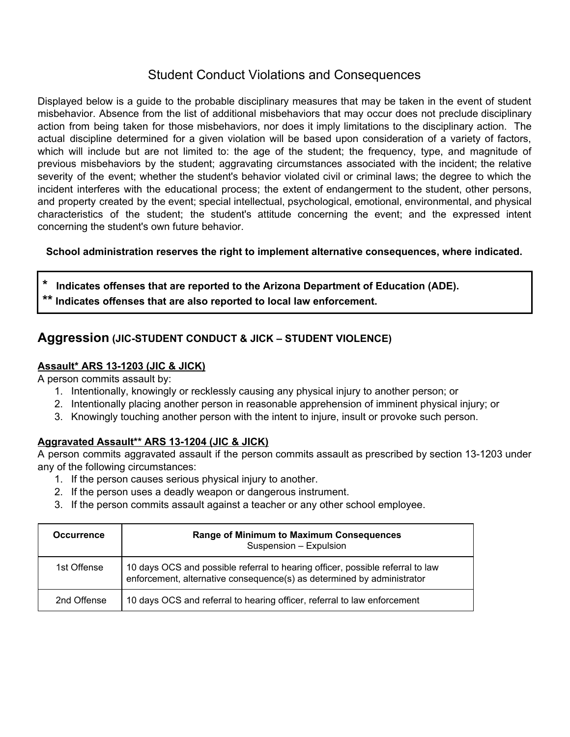# Student Conduct Violations and Consequences

Displayed below is a guide to the probable disciplinary measures that may be taken in the event of student misbehavior. Absence from the list of additional misbehaviors that may occur does not preclude disciplinary action from being taken for those misbehaviors, nor does it imply limitations to the disciplinary action. The actual discipline determined for a given violation will be based upon consideration of a variety of factors, which will include but are not limited to: the age of the student; the frequency, type, and magnitude of previous misbehaviors by the student; aggravating circumstances associated with the incident; the relative severity of the event; whether the student's behavior violated civil or criminal laws; the degree to which the incident interferes with the educational process; the extent of endangerment to the student, other persons, and property created by the event; special intellectual, psychological, emotional, environmental, and physical characteristics of the student; the student's attitude concerning the event; and the expressed intent concerning the student's own future behavior.

**School administration reserves the right to implement alternative consequences, where indicated.**

**\* Indicates offenses that are reported to the Arizona Department of Education (ADE).**
**\*\* Indicates offenses that are also reported to local law enforcement.**

## Aggression (JIC-STUDENT CONDUCT & JICK – STUDENT VIOLENCE)

**Assault* ARS 13-1203 (JIC & JICK)**

A person commits assault by:

1. Intentionally, knowingly or recklessly causing any physical injury to another person; or
2. Intentionally placing another person in reasonable apprehension of imminent physical injury; or
3. Knowingly touching another person with the intent to injure, insult or provoke such person.

**Aggravated Assault** ARS 13-1204 (JIC & JICK)**

A person commits aggravated assault if the person commits assault as prescribed by section 13-1203 under any of the following circumstances:

1. If the person causes serious physical injury to another.
2. If the person uses a deadly weapon or dangerous instrument.
3. If the person commits assault against a teacher or any other school employee.

| Occurrence | Range of Minimum to Maximum Consequences<br>Suspension – Expulsion |
| --- | --- |
| 1st Offense | 10 days OCS and possible referral to hearing officer, possible referral to law enforcement, alternative consequence(s) as determined by administrator |
| 2nd Offense | 10 days OCS and referral to hearing officer, referral to law enforcement |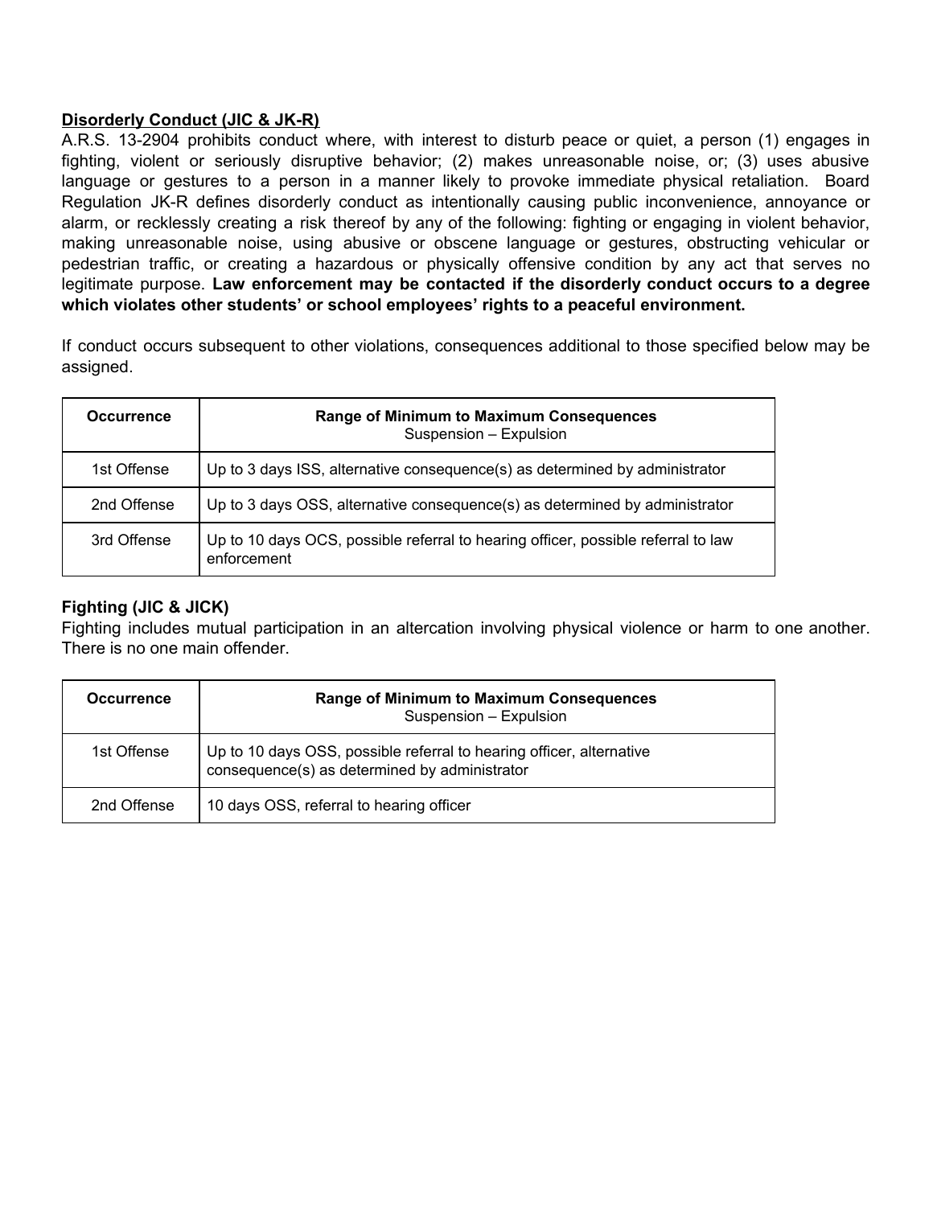**Disorderly Conduct (JIC & JK-R)**

A.R.S. 13-2904 prohibits conduct where, with interest to disturb peace or quiet, a person (1) engages in fighting, violent or seriously disruptive behavior; (2) makes unreasonable noise, or; (3) uses abusive language or gestures to a person in a manner likely to provoke immediate physical retaliation. Board Regulation JK-R defines disorderly conduct as intentionally causing public inconvenience, annoyance or alarm, or recklessly creating a risk thereof by any of the following: fighting or engaging in violent behavior, making unreasonable noise, using abusive or obscene language or gestures, obstructing vehicular or pedestrian traffic, or creating a hazardous or physically offensive condition by any act that serves no legitimate purpose. **Law enforcement may be contacted if the disorderly conduct occurs to a degree which violates other students' or school employees' rights to a peaceful environment.**

If conduct occurs subsequent to other violations, consequences additional to those specified below may be assigned.

| **Occurrence** | **Range of Minimum to Maximum Consequences** Suspension – Expulsion |
|---|---|
| 1st Offense | Up to 3 days ISS, alternative consequence(s) as determined by administrator |
| 2nd Offense | Up to 3 days OSS, alternative consequence(s) as determined by administrator |
| 3rd Offense | Up to 10 days OCS, possible referral to hearing officer, possible referral to law enforcement |

**Fighting (JIC & JICK)**

Fighting includes mutual participation in an altercation involving physical violence or harm to one another. There is no one main offender.

| **Occurrence** | **Range of Minimum to Maximum Consequences** Suspension – Expulsion |
|---|---|
| 1st Offense | Up to 10 days OSS, possible referral to hearing officer, alternative consequence(s) as determined by administrator |
| 2nd Offense | 10 days OSS, referral to hearing officer |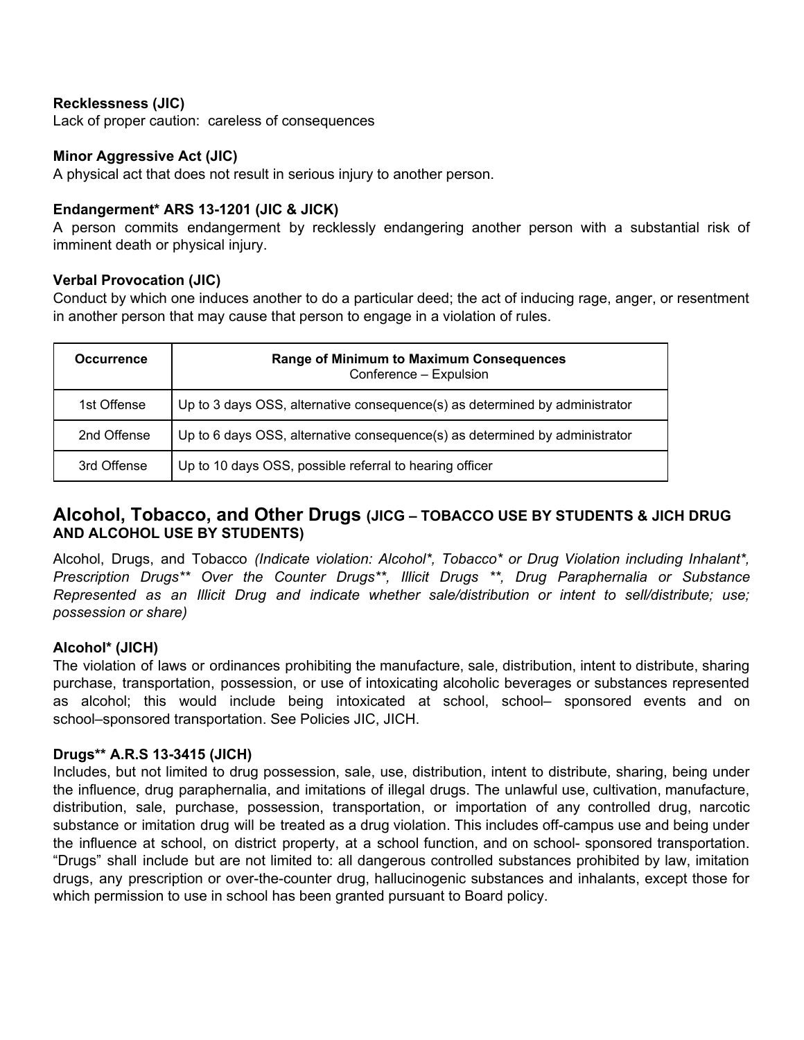**Recklessness (JIC)**
Lack of proper caution: careless of consequences

**Minor Aggressive Act (JIC)**
A physical act that does not result in serious injury to another person.

**Endangerment* ARS 13-1201 (JIC & JICK)**
A person commits endangerment by recklessly endangering another person with a substantial risk of imminent death or physical injury.

**Verbal Provocation (JIC)**
Conduct by which one induces another to do a particular deed; the act of inducing rage, anger, or resentment in another person that may cause that person to engage in a violation of rules.

| Occurrence | Range of Minimum to Maximum Consequences<br>Conference – Expulsion |
|---|---|
| 1st Offense | Up to 3 days OSS, alternative consequence(s) as determined by administrator |
| 2nd Offense | Up to 6 days OSS, alternative consequence(s) as determined by administrator |
| 3rd Offense | Up to 10 days OSS, possible referral to hearing officer |

## Alcohol, Tobacco, and Other Drugs (JICG – TOBACCO USE BY STUDENTS & JICH DRUG AND ALCOHOL USE BY STUDENTS)

Alcohol, Drugs, and Tobacco *(Indicate violation: Alcohol*, Tobacco* or Drug Violation including Inhalant*, Prescription Drugs** Over the Counter Drugs**, Illicit Drugs **, Drug Paraphernalia or Substance Represented as an Illicit Drug and indicate whether sale/distribution or intent to sell/distribute; use; possession or share)*

**Alcohol* (JICH)**
The violation of laws or ordinances prohibiting the manufacture, sale, distribution, intent to distribute, sharing purchase, transportation, possession, or use of intoxicating alcoholic beverages or substances represented as alcohol; this would include being intoxicated at school, school– sponsored events and on school–sponsored transportation. See Policies JIC, JICH.

**Drugs** A.R.S 13-3415 (JICH)**
Includes, but not limited to drug possession, sale, use, distribution, intent to distribute, sharing, being under the influence, drug paraphernalia, and imitations of illegal drugs. The unlawful use, cultivation, manufacture, distribution, sale, purchase, possession, transportation, or importation of any controlled drug, narcotic substance or imitation drug will be treated as a drug violation. This includes off-campus use and being under the influence at school, on district property, at a school function, and on school- sponsored transportation. "Drugs" shall include but are not limited to: all dangerous controlled substances prohibited by law, imitation drugs, any prescription or over-the-counter drug, hallucinogenic substances and inhalants, except those for which permission to use in school has been granted pursuant to Board policy.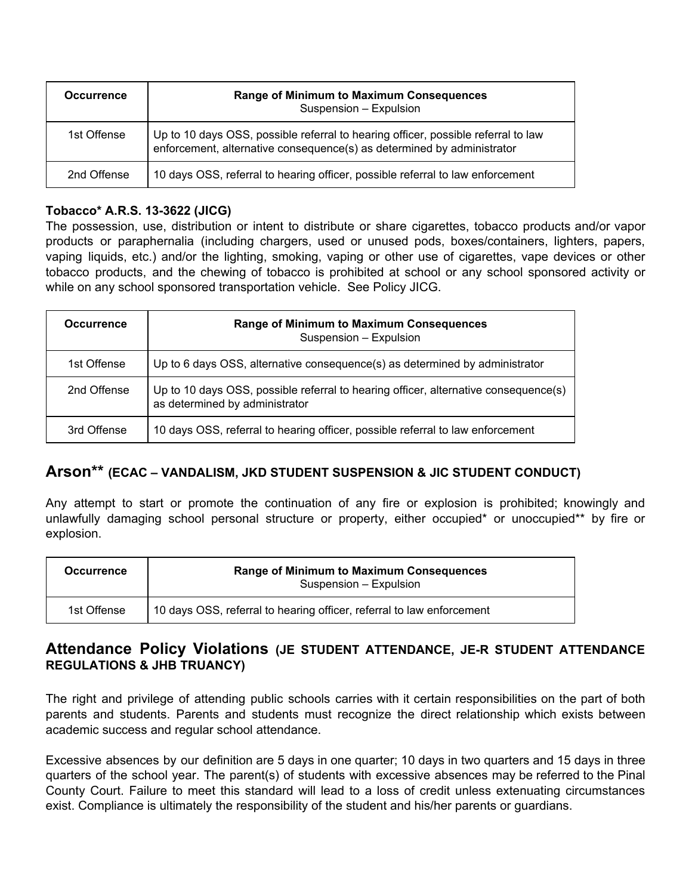| Occurrence | Range of Minimum to Maximum Consequences<br>Suspension – Expulsion |
|---|---|
| 1st Offense | Up to 10 days OSS, possible referral to hearing officer, possible referral to law enforcement, alternative consequence(s) as determined by administrator |
| 2nd Offense | 10 days OSS, referral to hearing officer, possible referral to law enforcement |

**Tobacco* A.R.S. 13-3622 (JICG)**
The possession, use, distribution or intent to distribute or share cigarettes, tobacco products and/or vapor products or paraphernalia (including chargers, used or unused pods, boxes/containers, lighters, papers, vaping liquids, etc.) and/or the lighting, smoking, vaping or other use of cigarettes, vape devices or other tobacco products, and the chewing of tobacco is prohibited at school or any school sponsored activity or while on any school sponsored transportation vehicle. See Policy JICG.

| Occurrence | Range of Minimum to Maximum Consequences<br>Suspension – Expulsion |
|---|---|
| 1st Offense | Up to 6 days OSS, alternative consequence(s) as determined by administrator |
| 2nd Offense | Up to 10 days OSS, possible referral to hearing officer, alternative consequence(s) as determined by administrator |
| 3rd Offense | 10 days OSS, referral to hearing officer, possible referral to law enforcement |

## Arson** (ECAC – VANDALISM, JKD STUDENT SUSPENSION & JIC STUDENT CONDUCT)

Any attempt to start or promote the continuation of any fire or explosion is prohibited; knowingly and unlawfully damaging school personal structure or property, either occupied* or unoccupied** by fire or explosion.

| Occurrence | Range of Minimum to Maximum Consequences<br>Suspension – Expulsion |
|---|---|
| 1st Offense | 10 days OSS, referral to hearing officer, referral to law enforcement |

## Attendance Policy Violations (JE STUDENT ATTENDANCE, JE-R STUDENT ATTENDANCE REGULATIONS & JHB TRUANCY)

The right and privilege of attending public schools carries with it certain responsibilities on the part of both parents and students. Parents and students must recognize the direct relationship which exists between academic success and regular school attendance.

Excessive absences by our definition are 5 days in one quarter; 10 days in two quarters and 15 days in three quarters of the school year. The parent(s) of students with excessive absences may be referred to the Pinal County Court. Failure to meet this standard will lead to a loss of credit unless extenuating circumstances exist. Compliance is ultimately the responsibility of the student and his/her parents or guardians.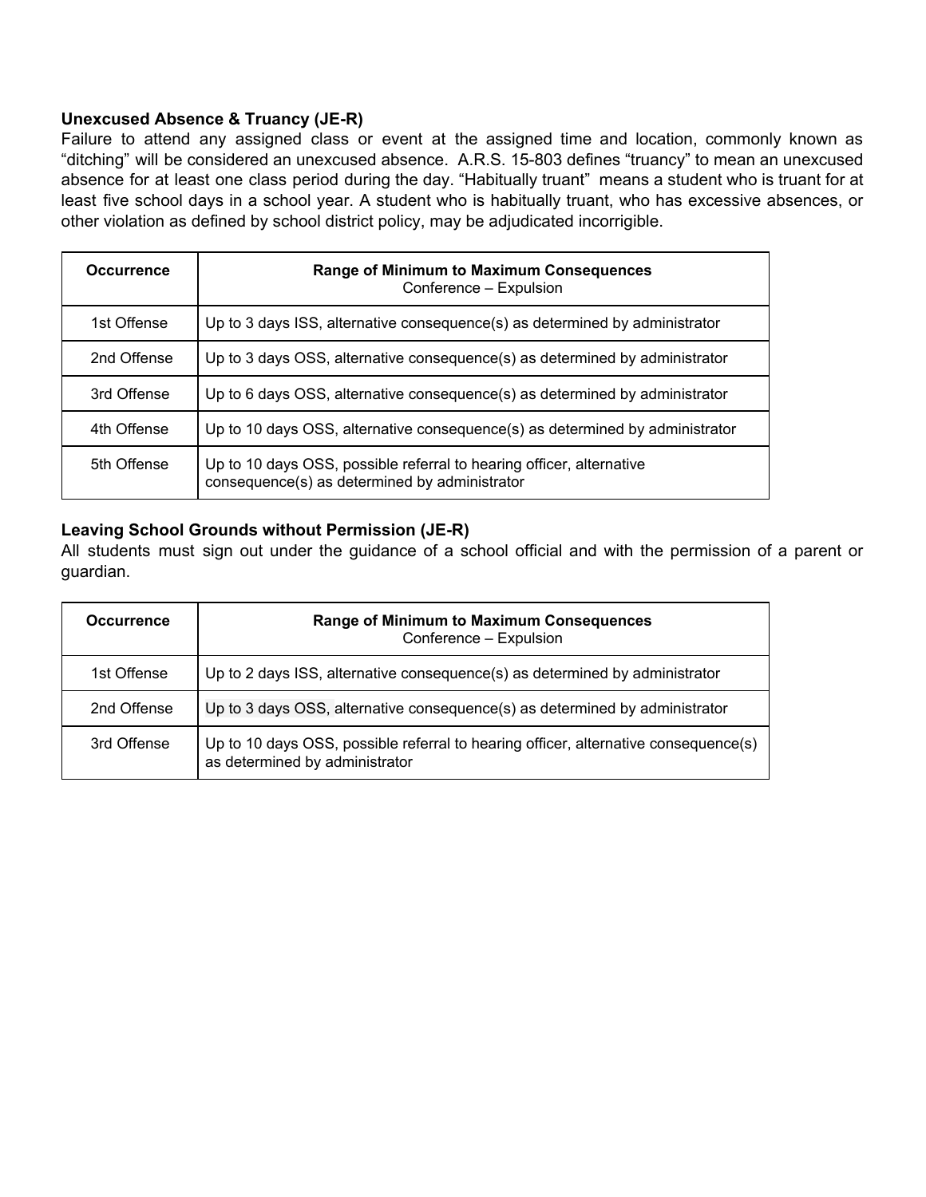### Unexcused Absence & Truancy (JE-R)

Failure to attend any assigned class or event at the assigned time and location, commonly known as "ditching" will be considered an unexcused absence. A.R.S. 15-803 defines "truancy" to mean an unexcused absence for at least one class period during the day. "Habitually truant" means a student who is truant for at least five school days in a school year. A student who is habitually truant, who has excessive absences, or other violation as defined by school district policy, may be adjudicated incorrigible.

| **Occurrence** | **Range of Minimum to Maximum Consequences**<br>Conference – Expulsion |
|---|---|
| 1st Offense | Up to 3 days ISS, alternative consequence(s) as determined by administrator |
| 2nd Offense | Up to 3 days OSS, alternative consequence(s) as determined by administrator |
| 3rd Offense | Up to 6 days OSS, alternative consequence(s) as determined by administrator |
| 4th Offense | Up to 10 days OSS, alternative consequence(s) as determined by administrator |
| 5th Offense | Up to 10 days OSS, possible referral to hearing officer, alternative consequence(s) as determined by administrator |

### Leaving School Grounds without Permission (JE-R)

All students must sign out under the guidance of a school official and with the permission of a parent or guardian.

| **Occurrence** | **Range of Minimum to Maximum Consequences**<br>Conference – Expulsion |
|---|---|
| 1st Offense | Up to 2 days ISS, alternative consequence(s) as determined by administrator |
| 2nd Offense | Up to 3 days OSS, alternative consequence(s) as determined by administrator |
| 3rd Offense | Up to 10 days OSS, possible referral to hearing officer, alternative consequence(s) as determined by administrator |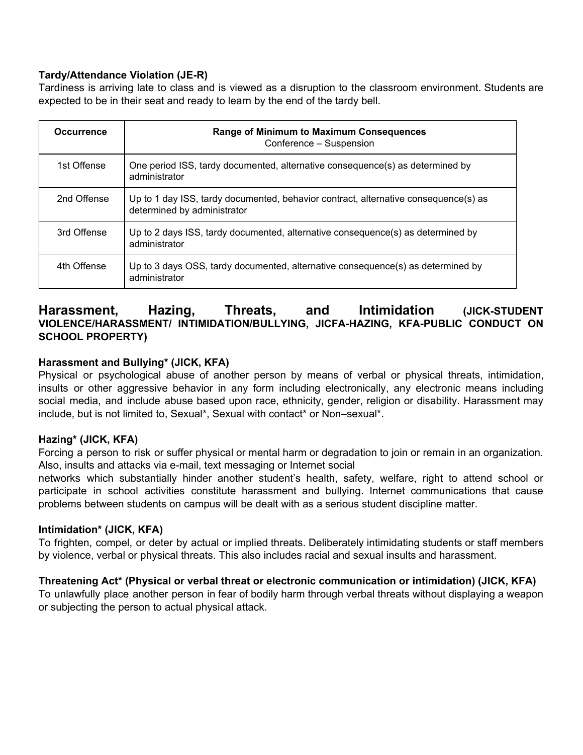**Tardy/Attendance Violation (JE-R)**

Tardiness is arriving late to class and is viewed as a disruption to the classroom environment. Students are expected to be in their seat and ready to learn by the end of the tardy bell.

| **Occurrence** | **Range of Minimum to Maximum Consequences** Conference – Suspension |
|---|---|
| 1st Offense | One period ISS, tardy documented, alternative consequence(s) as determined by administrator |
| 2nd Offense | Up to 1 day ISS, tardy documented, behavior contract, alternative consequence(s) as determined by administrator |
| 3rd Offense | Up to 2 days ISS, tardy documented, alternative consequence(s) as determined by administrator |
| 4th Offense | Up to 3 days OSS, tardy documented, alternative consequence(s) as determined by administrator |

## Harassment, Hazing, Threats, and Intimidation (JICK-STUDENT VIOLENCE/HARASSMENT/ INTIMIDATION/BULLYING, JICFA-HAZING, KFA-PUBLIC CONDUCT ON SCHOOL PROPERTY)

**Harassment and Bullying* (JICK, KFA)**

Physical or psychological abuse of another person by means of verbal or physical threats, intimidation, insults or other aggressive behavior in any form including electronically, any electronic means including social media, and include abuse based upon race, ethnicity, gender, religion or disability. Harassment may include, but is not limited to, Sexual*, Sexual with contact* or Non–sexual*.

**Hazing* (JICK, KFA)**

Forcing a person to risk or suffer physical or mental harm or degradation to join or remain in an organization. Also, insults and attacks via e-mail, text messaging or Internet social networks which substantially hinder another student's health, safety, welfare, right to attend school or participate in school activities constitute harassment and bullying. Internet communications that cause problems between students on campus will be dealt with as a serious student discipline matter.

**Intimidation* (JICK, KFA)**

To frighten, compel, or deter by actual or implied threats. Deliberately intimidating students or staff members by violence, verbal or physical threats. This also includes racial and sexual insults and harassment.

**Threatening Act* (Physical or verbal threat or electronic communication or intimidation) (JICK, KFA)**

To unlawfully place another person in fear of bodily harm through verbal threats without displaying a weapon or subjecting the person to actual physical attack.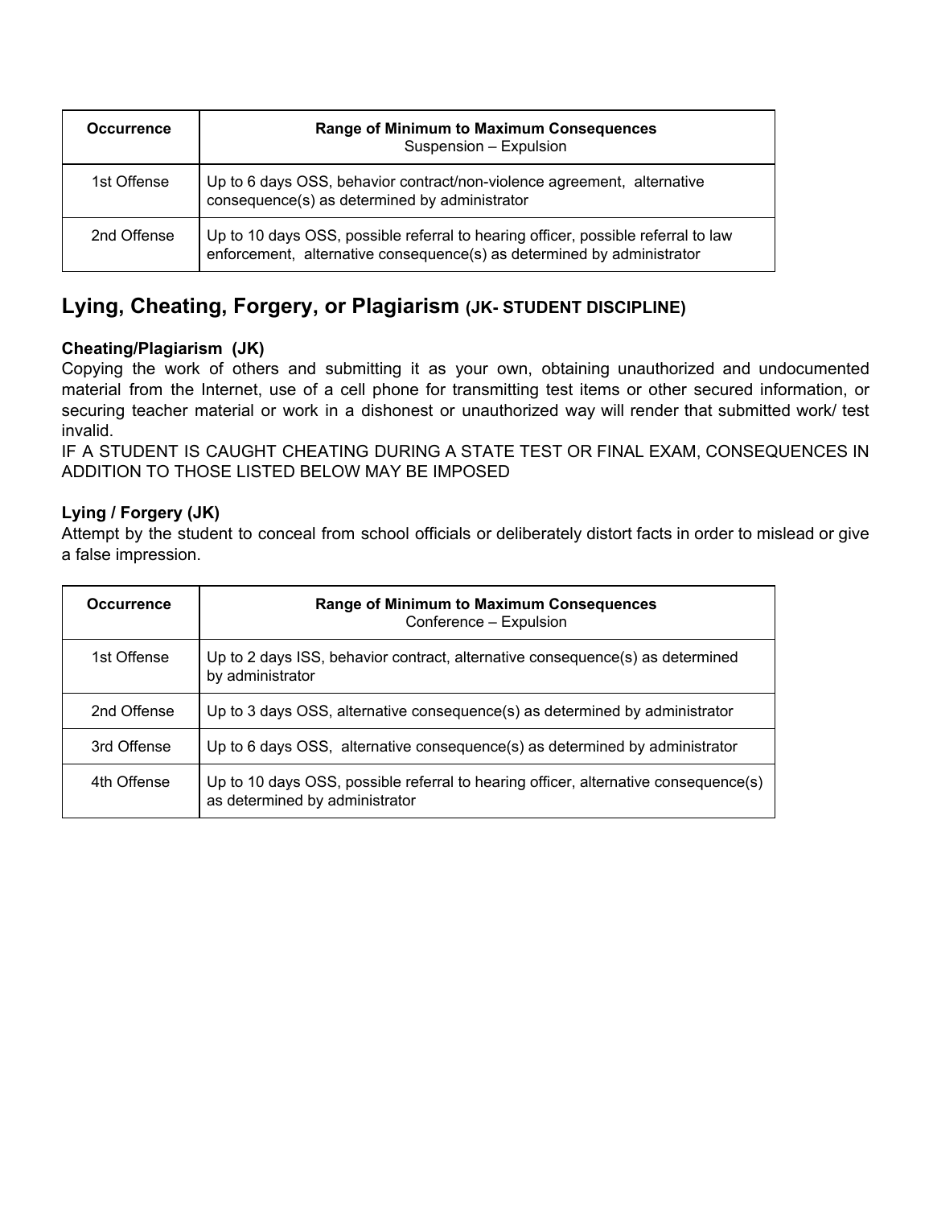| Occurrence | Range of Minimum to Maximum Consequences<br>Suspension – Expulsion |
|---|---|
| 1st Offense | Up to 6 days OSS, behavior contract/non-violence agreement, alternative consequence(s) as determined by administrator |
| 2nd Offense | Up to 10 days OSS, possible referral to hearing officer, possible referral to law enforcement, alternative consequence(s) as determined by administrator |

## Lying, Cheating, Forgery, or Plagiarism (JK- STUDENT DISCIPLINE)

**Cheating/Plagiarism (JK)**

Copying the work of others and submitting it as your own, obtaining unauthorized and undocumented material from the Internet, use of a cell phone for transmitting test items or other secured information, or securing teacher material or work in a dishonest or unauthorized way will render that submitted work/ test invalid.

IF A STUDENT IS CAUGHT CHEATING DURING A STATE TEST OR FINAL EXAM, CONSEQUENCES IN ADDITION TO THOSE LISTED BELOW MAY BE IMPOSED

**Lying / Forgery (JK)**

Attempt by the student to conceal from school officials or deliberately distort facts in order to mislead or give a false impression.

| Occurrence | Range of Minimum to Maximum Consequences<br>Conference – Expulsion |
|---|---|
| 1st Offense | Up to 2 days ISS, behavior contract, alternative consequence(s) as determined by administrator |
| 2nd Offense | Up to 3 days OSS, alternative consequence(s) as determined by administrator |
| 3rd Offense | Up to 6 days OSS, alternative consequence(s) as determined by administrator |
| 4th Offense | Up to 10 days OSS, possible referral to hearing officer, alternative consequence(s) as determined by administrator |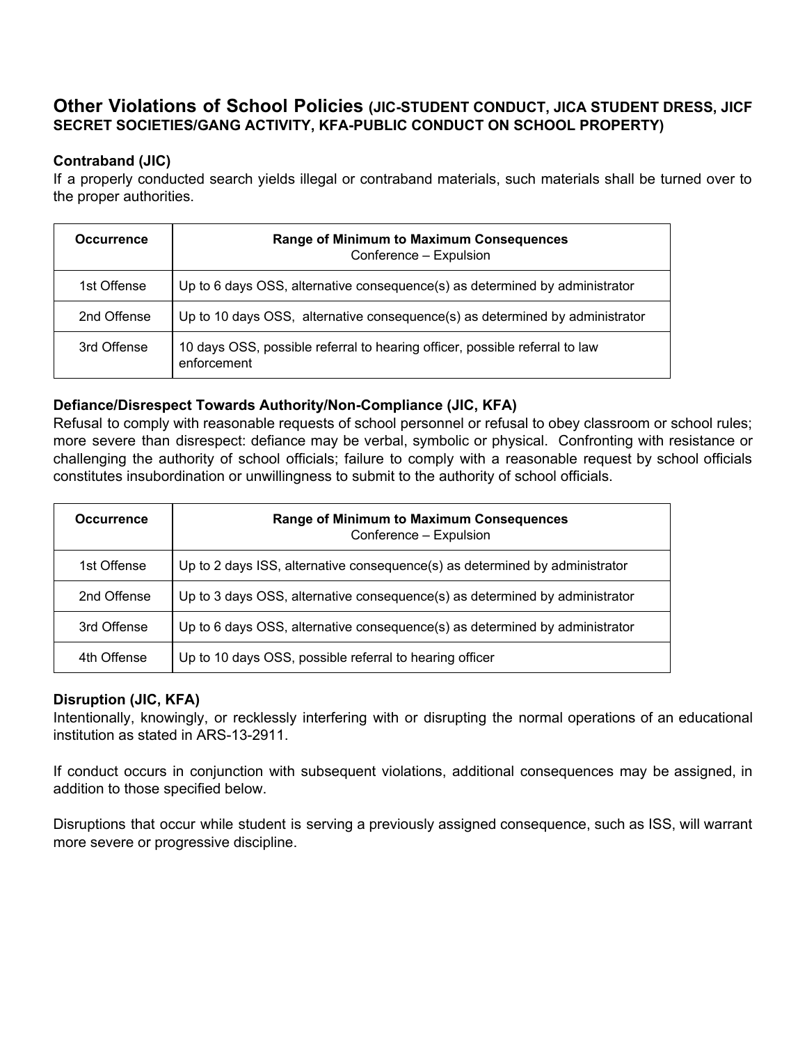## Other Violations of School Policies (JIC-STUDENT CONDUCT, JICA STUDENT DRESS, JICF SECRET SOCIETIES/GANG ACTIVITY, KFA-PUBLIC CONDUCT ON SCHOOL PROPERTY)

### Contraband (JIC)

If a properly conducted search yields illegal or contraband materials, such materials shall be turned over to the proper authorities.

| Occurrence | Range of Minimum to Maximum Consequences<br>Conference – Expulsion |
|---|---|
| 1st Offense | Up to 6 days OSS, alternative consequence(s) as determined by administrator |
| 2nd Offense | Up to 10 days OSS, alternative consequence(s) as determined by administrator |
| 3rd Offense | 10 days OSS, possible referral to hearing officer, possible referral to law enforcement |

### Defiance/Disrespect Towards Authority/Non-Compliance (JIC, KFA)

Refusal to comply with reasonable requests of school personnel or refusal to obey classroom or school rules; more severe than disrespect: defiance may be verbal, symbolic or physical. Confronting with resistance or challenging the authority of school officials; failure to comply with a reasonable request by school officials constitutes insubordination or unwillingness to submit to the authority of school officials.

| Occurrence | Range of Minimum to Maximum Consequences<br>Conference – Expulsion |
|---|---|
| 1st Offense | Up to 2 days ISS, alternative consequence(s) as determined by administrator |
| 2nd Offense | Up to 3 days OSS, alternative consequence(s) as determined by administrator |
| 3rd Offense | Up to 6 days OSS, alternative consequence(s) as determined by administrator |
| 4th Offense | Up to 10 days OSS, possible referral to hearing officer |

### Disruption (JIC, KFA)

Intentionally, knowingly, or recklessly interfering with or disrupting the normal operations of an educational institution as stated in ARS-13-2911.

If conduct occurs in conjunction with subsequent violations, additional consequences may be assigned, in addition to those specified below.

Disruptions that occur while student is serving a previously assigned consequence, such as ISS, will warrant more severe or progressive discipline.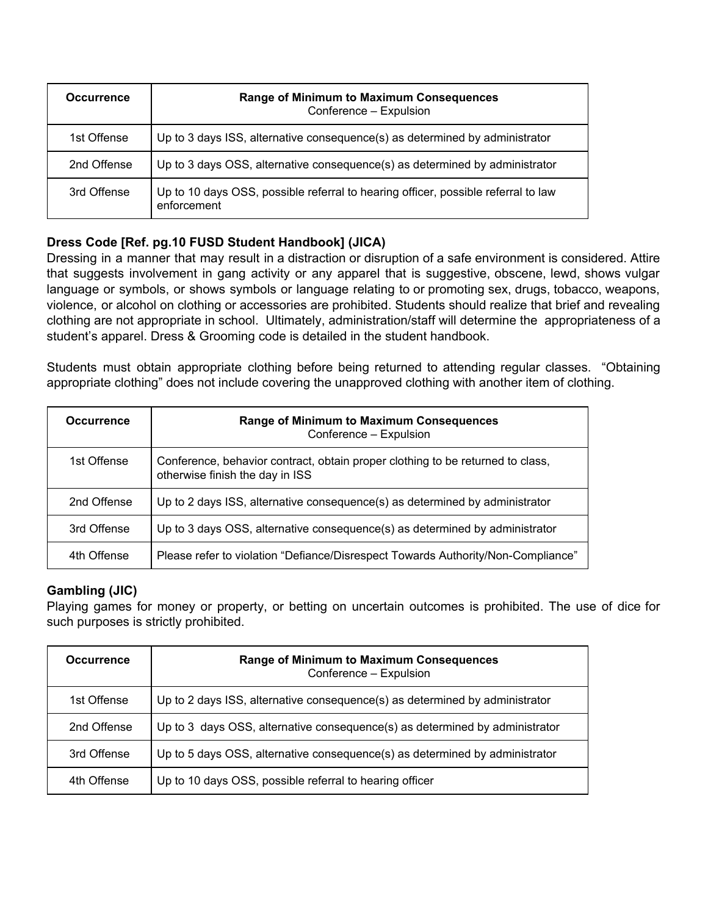| Occurrence | Range of Minimum to Maximum Consequences<br>Conference – Expulsion |
|---|---|
| 1st Offense | Up to 3 days ISS, alternative consequence(s) as determined by administrator |
| 2nd Offense | Up to 3 days OSS, alternative consequence(s) as determined by administrator |
| 3rd Offense | Up to 10 days OSS, possible referral to hearing officer, possible referral to law enforcement |

**Dress Code [Ref. pg.10 FUSD Student Handbook] (JICA)**

Dressing in a manner that may result in a distraction or disruption of a safe environment is considered. Attire that suggests involvement in gang activity or any apparel that is suggestive, obscene, lewd, shows vulgar language or symbols, or shows symbols or language relating to or promoting sex, drugs, tobacco, weapons, violence, or alcohol on clothing or accessories are prohibited. Students should realize that brief and revealing clothing are not appropriate in school. Ultimately, administration/staff will determine the appropriateness of a student's apparel. Dress & Grooming code is detailed in the student handbook.

Students must obtain appropriate clothing before being returned to attending regular classes. "Obtaining appropriate clothing" does not include covering the unapproved clothing with another item of clothing.

| Occurrence | Range of Minimum to Maximum Consequences<br>Conference – Expulsion |
|---|---|
| 1st Offense | Conference, behavior contract, obtain proper clothing to be returned to class, otherwise finish the day in ISS |
| 2nd Offense | Up to 2 days ISS, alternative consequence(s) as determined by administrator |
| 3rd Offense | Up to 3 days OSS, alternative consequence(s) as determined by administrator |
| 4th Offense | Please refer to violation "Defiance/Disrespect Towards Authority/Non-Compliance" |

**Gambling (JIC)**

Playing games for money or property, or betting on uncertain outcomes is prohibited. The use of dice for such purposes is strictly prohibited.

| Occurrence | Range of Minimum to Maximum Consequences<br>Conference – Expulsion |
|---|---|
| 1st Offense | Up to 2 days ISS, alternative consequence(s) as determined by administrator |
| 2nd Offense | Up to 3 days OSS, alternative consequence(s) as determined by administrator |
| 3rd Offense | Up to 5 days OSS, alternative consequence(s) as determined by administrator |
| 4th Offense | Up to 10 days OSS, possible referral to hearing officer |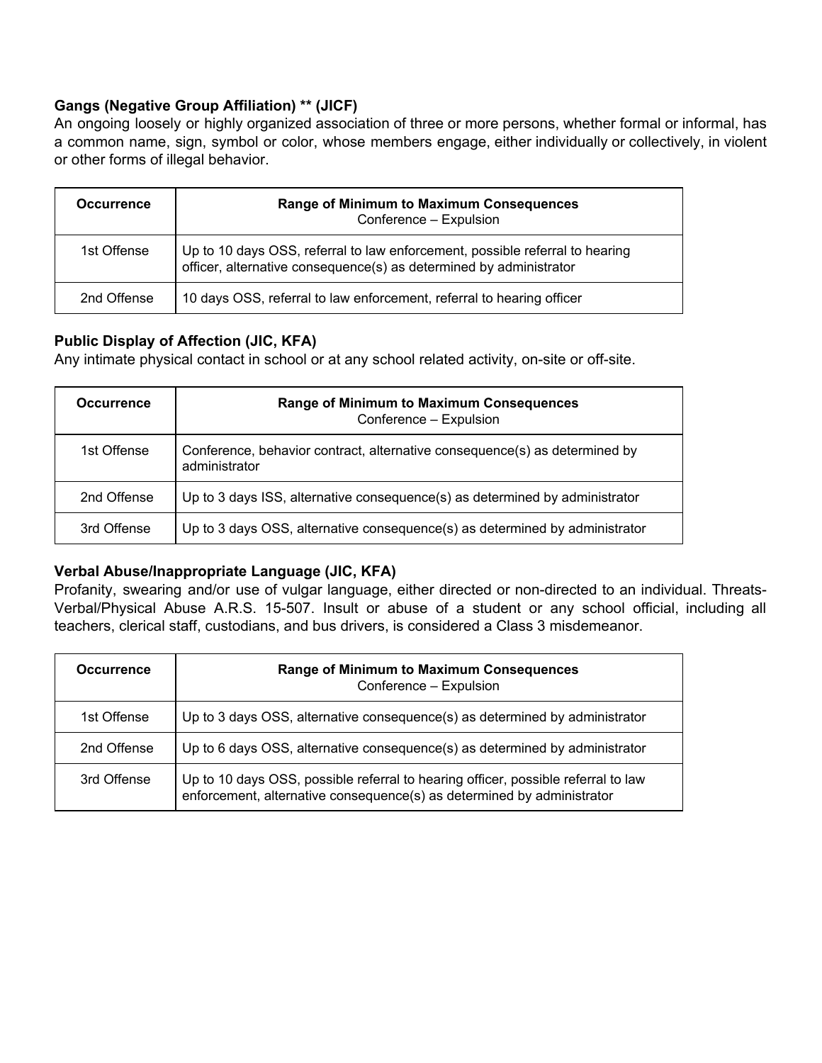**Gangs (Negative Group Affiliation) ** (JICF)**
An ongoing loosely or highly organized association of three or more persons, whether formal or informal, has a common name, sign, symbol or color, whose members engage, either individually or collectively, in violent or other forms of illegal behavior.

| Occurrence | Range of Minimum to Maximum Consequences<br>Conference – Expulsion |
|---|---|
| 1st Offense | Up to 10 days OSS, referral to law enforcement, possible referral to hearing officer, alternative consequence(s) as determined by administrator |
| 2nd Offense | 10 days OSS, referral to law enforcement, referral to hearing officer |

**Public Display of Affection (JIC, KFA)**
Any intimate physical contact in school or at any school related activity, on-site or off-site.

| Occurrence | Range of Minimum to Maximum Consequences<br>Conference – Expulsion |
|---|---|
| 1st Offense | Conference, behavior contract, alternative consequence(s) as determined by administrator |
| 2nd Offense | Up to 3 days ISS, alternative consequence(s) as determined by administrator |
| 3rd Offense | Up to 3 days OSS, alternative consequence(s) as determined by administrator |

**Verbal Abuse/Inappropriate Language (JIC, KFA)**
Profanity, swearing and/or use of vulgar language, either directed or non-directed to an individual. Threats-Verbal/Physical Abuse A.R.S. 15-507. Insult or abuse of a student or any school official, including all teachers, clerical staff, custodians, and bus drivers, is considered a Class 3 misdemeanor.

| Occurrence | Range of Minimum to Maximum Consequences<br>Conference – Expulsion |
|---|---|
| 1st Offense | Up to 3 days OSS, alternative consequence(s) as determined by administrator |
| 2nd Offense | Up to 6 days OSS, alternative consequence(s) as determined by administrator |
| 3rd Offense | Up to 10 days OSS, possible referral to hearing officer, possible referral to law enforcement, alternative consequence(s) as determined by administrator |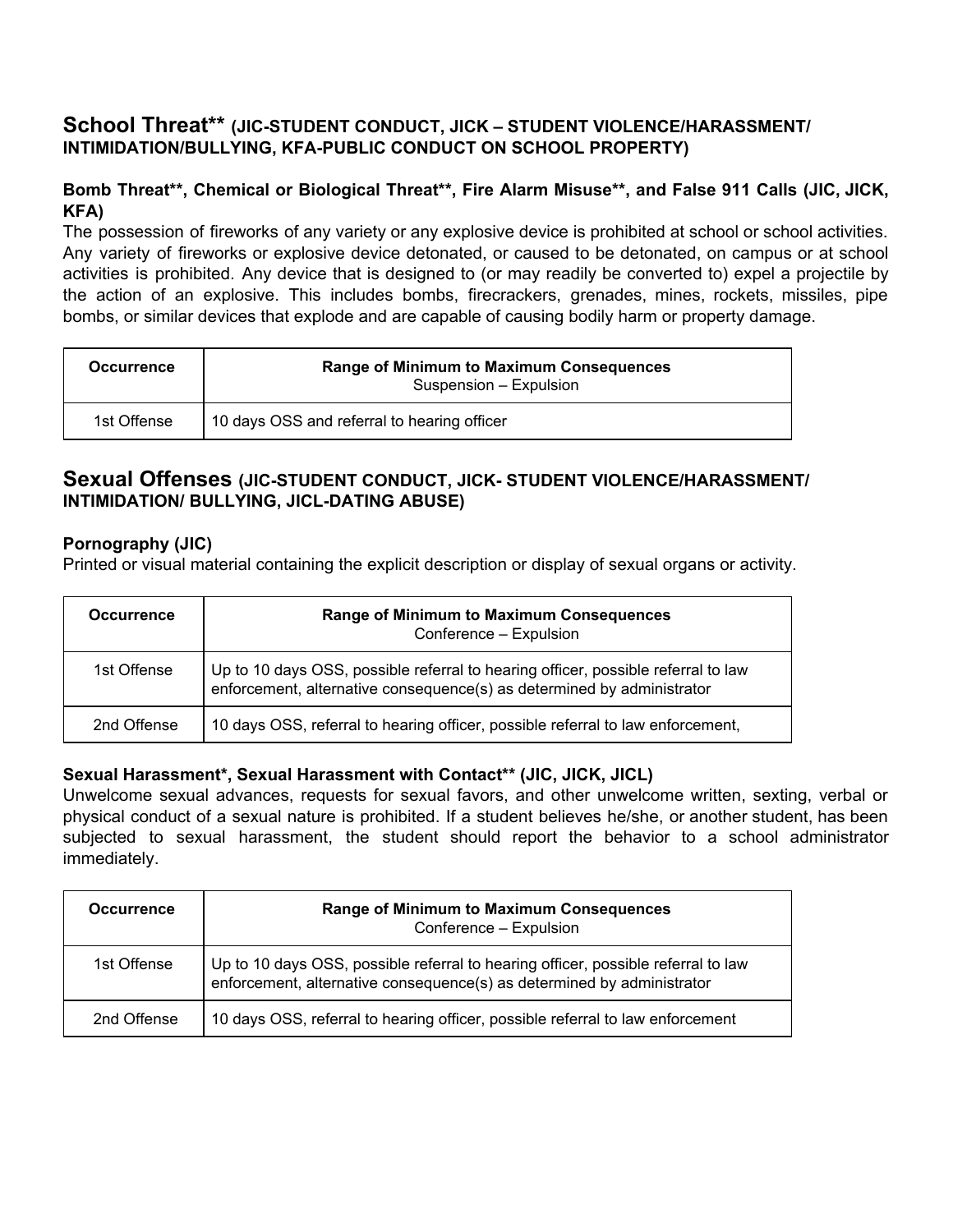## School Threat** (JIC-STUDENT CONDUCT, JICK – STUDENT VIOLENCE/HARASSMENT/INTIMIDATION/BULLYING, KFA-PUBLIC CONDUCT ON SCHOOL PROPERTY)

### Bomb Threat**, Chemical or Biological Threat**, Fire Alarm Misuse**, and False 911 Calls (JIC, JICK, KFA)

The possession of fireworks of any variety or any explosive device is prohibited at school or school activities. Any variety of fireworks or explosive device detonated, or caused to be detonated, on campus or at school activities is prohibited. Any device that is designed to (or may readily be converted to) expel a projectile by the action of an explosive. This includes bombs, firecrackers, grenades, mines, rockets, missiles, pipe bombs, or similar devices that explode and are capable of causing bodily harm or property damage.

| Occurrence | Range of Minimum to Maximum Consequences<br>Suspension – Expulsion |
|---|---|
| 1st Offense | 10 days OSS and referral to hearing officer |

## Sexual Offenses (JIC-STUDENT CONDUCT, JICK- STUDENT VIOLENCE/HARASSMENT/INTIMIDATION/ BULLYING, JICL-DATING ABUSE)

### Pornography (JIC)

Printed or visual material containing the explicit description or display of sexual organs or activity.

| Occurrence | Range of Minimum to Maximum Consequences<br>Conference – Expulsion |
|---|---|
| 1st Offense | Up to 10 days OSS, possible referral to hearing officer, possible referral to law enforcement, alternative consequence(s) as determined by administrator |
| 2nd Offense | 10 days OSS, referral to hearing officer, possible referral to law enforcement, |

### Sexual Harassment*, Sexual Harassment with Contact** (JIC, JICK, JICL)

Unwelcome sexual advances, requests for sexual favors, and other unwelcome written, sexting, verbal or physical conduct of a sexual nature is prohibited. If a student believes he/she, or another student, has been subjected to sexual harassment, the student should report the behavior to a school administrator immediately.

| Occurrence | Range of Minimum to Maximum Consequences<br>Conference – Expulsion |
|---|---|
| 1st Offense | Up to 10 days OSS, possible referral to hearing officer, possible referral to law enforcement, alternative consequence(s) as determined by administrator |
| 2nd Offense | 10 days OSS, referral to hearing officer, possible referral to law enforcement |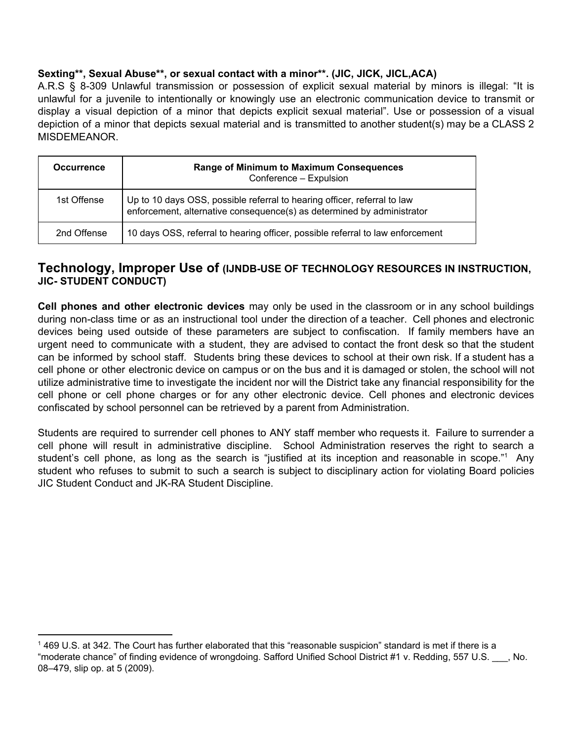**Sexting**, Sexual Abuse**, or sexual contact with a minor**. (JIC, JICK, JICL,ACA)**

A.R.S § 8-309 Unlawful transmission or possession of explicit sexual material by minors is illegal: "It is unlawful for a juvenile to intentionally or knowingly use an electronic communication device to transmit or display a visual depiction of a minor that depicts explicit sexual material". Use or possession of a visual depiction of a minor that depicts sexual material and is transmitted to another student(s) may be a CLASS 2 MISDEMEANOR.

| Occurrence | Range of Minimum to Maximum Consequences<br>Conference – Expulsion |
|---|---|
| 1st Offense | Up to 10 days OSS, possible referral to hearing officer, referral to law enforcement, alternative consequence(s) as determined by administrator |
| 2nd Offense | 10 days OSS, referral to hearing officer, possible referral to law enforcement |

## Technology, Improper Use of (IJNDB-USE OF TECHNOLOGY RESOURCES IN INSTRUCTION, JIC- STUDENT CONDUCT)

**Cell phones and other electronic devices** may only be used in the classroom or in any school buildings during non-class time or as an instructional tool under the direction of a teacher. Cell phones and electronic devices being used outside of these parameters are subject to confiscation. If family members have an urgent need to communicate with a student, they are advised to contact the front desk so that the student can be informed by school staff. Students bring these devices to school at their own risk. If a student has a cell phone or other electronic device on campus or on the bus and it is damaged or stolen, the school will not utilize administrative time to investigate the incident nor will the District take any financial responsibility for the cell phone or cell phone charges or for any other electronic device. Cell phones and electronic devices confiscated by school personnel can be retrieved by a parent from Administration.

Students are required to surrender cell phones to ANY staff member who requests it. Failure to surrender a cell phone will result in administrative discipline. School Administration reserves the right to search a student's cell phone, as long as the search is "justified at its inception and reasonable in scope."[1] Any student who refuses to submit to such a search is subject to disciplinary action for violating Board policies JIC Student Conduct and JK-RA Student Discipline.

[1] 469 U.S. at 342. The Court has further elaborated that this "reasonable suspicion" standard is met if there is a "moderate chance" of finding evidence of wrongdoing. Safford Unified School District #1 v. Redding, 557 U.S. ___, No. 08–479, slip op. at 5 (2009).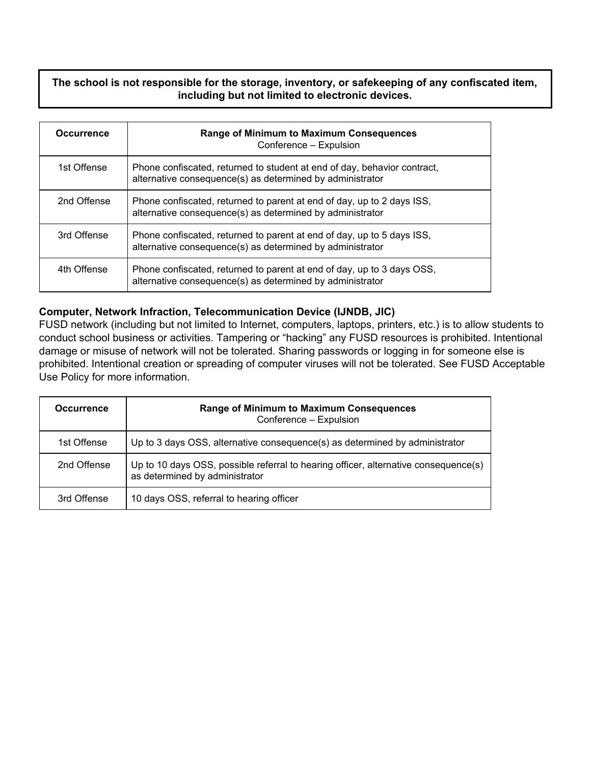**The school is not responsible for the storage, inventory, or safekeeping of any confiscated item, including but not limited to electronic devices.**

| Occurrence | Range of Minimum to Maximum Consequences<br>Conference – Expulsion |
|---|---|
| 1st Offense | Phone confiscated, returned to student at end of day, behavior contract, alternative consequence(s) as determined by administrator |
| 2nd Offense | Phone confiscated, returned to parent at end of day, up to 2 days ISS, alternative consequence(s) as determined by administrator |
| 3rd Offense | Phone confiscated, returned to parent at end of day, up to 5 days ISS, alternative consequence(s) as determined by administrator |
| 4th Offense | Phone confiscated, returned to parent at end of day, up to 3 days OSS, alternative consequence(s) as determined by administrator |

**Computer, Network Infraction, Telecommunication Device (IJNDB, JIC)**

FUSD network (including but not limited to Internet, computers, laptops, printers, etc.) is to allow students to conduct school business or activities. Tampering or "hacking" any FUSD resources is prohibited. Intentional damage or misuse of network will not be tolerated. Sharing passwords or logging in for someone else is prohibited. Intentional creation or spreading of computer viruses will not be tolerated. See FUSD Acceptable Use Policy for more information.

| Occurrence | Range of Minimum to Maximum Consequences<br>Conference – Expulsion |
|---|---|
| 1st Offense | Up to 3 days OSS, alternative consequence(s) as determined by administrator |
| 2nd Offense | Up to 10 days OSS, possible referral to hearing officer, alternative consequence(s) as determined by administrator |
| 3rd Offense | 10 days OSS, referral to hearing officer |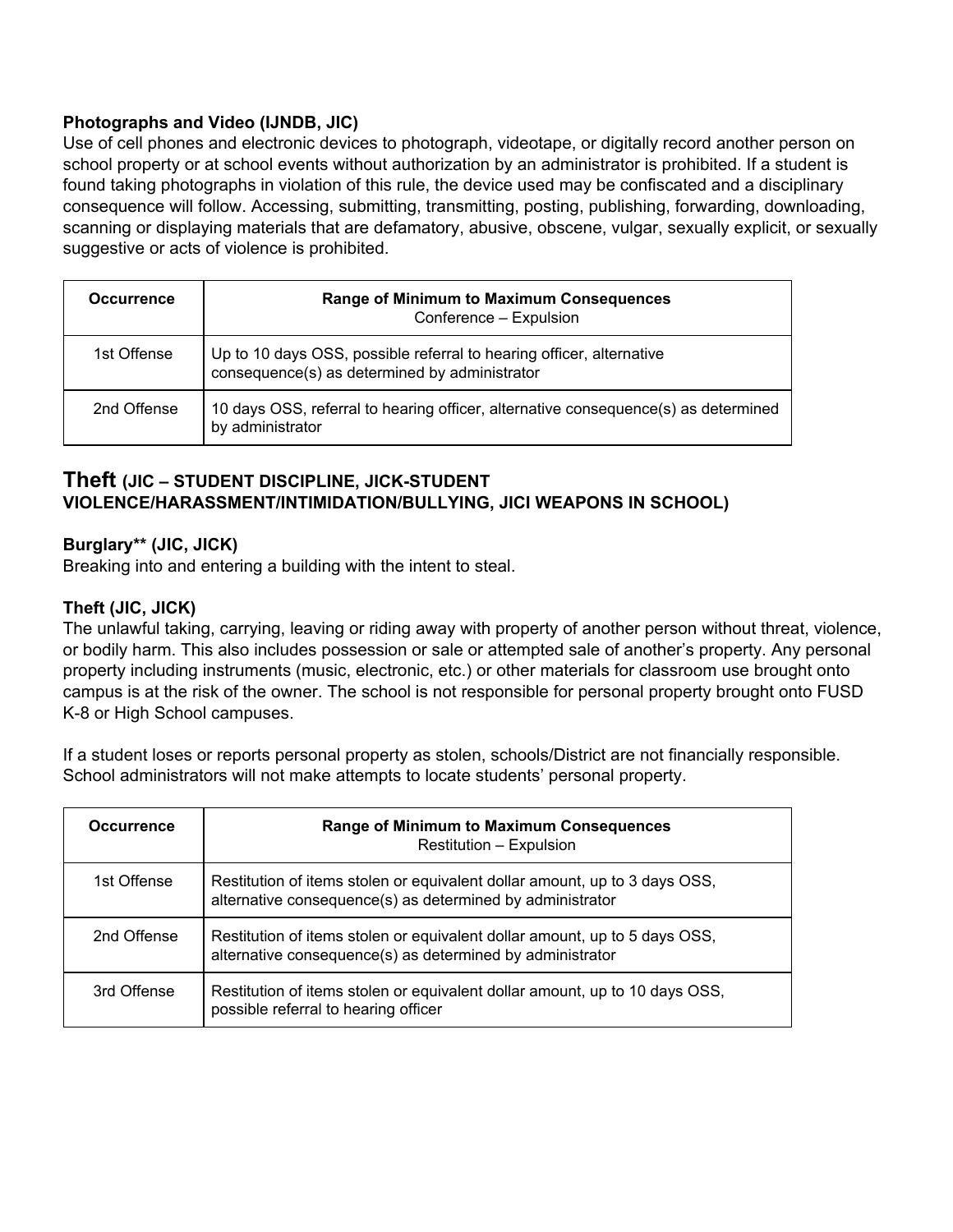**Photographs and Video (IJNDB, JIC)**
Use of cell phones and electronic devices to photograph, videotape, or digitally record another person on school property or at school events without authorization by an administrator is prohibited. If a student is found taking photographs in violation of this rule, the device used may be confiscated and a disciplinary consequence will follow. Accessing, submitting, transmitting, posting, publishing, forwarding, downloading, scanning or displaying materials that are defamatory, abusive, obscene, vulgar, sexually explicit, or sexually suggestive or acts of violence is prohibited.

| Occurrence | Range of Minimum to Maximum Consequences<br>Conference – Expulsion |
|---|---|
| 1st Offense | Up to 10 days OSS, possible referral to hearing officer, alternative consequence(s) as determined by administrator |
| 2nd Offense | 10 days OSS, referral to hearing officer, alternative consequence(s) as determined by administrator |

## Theft (JIC – STUDENT DISCIPLINE, JICK-STUDENT VIOLENCE/HARASSMENT/INTIMIDATION/BULLYING, JICI WEAPONS IN SCHOOL)

**Burglary** (JIC, JICK)**
Breaking into and entering a building with the intent to steal.

**Theft (JIC, JICK)**
The unlawful taking, carrying, leaving or riding away with property of another person without threat, violence, or bodily harm. This also includes possession or sale or attempted sale of another's property. Any personal property including instruments (music, electronic, etc.) or other materials for classroom use brought onto campus is at the risk of the owner. The school is not responsible for personal property brought onto FUSD K-8 or High School campuses.

If a student loses or reports personal property as stolen, schools/District are not financially responsible. School administrators will not make attempts to locate students' personal property.

| Occurrence | Range of Minimum to Maximum Consequences<br>Restitution – Expulsion |
|---|---|
| 1st Offense | Restitution of items stolen or equivalent dollar amount, up to 3 days OSS, alternative consequence(s) as determined by administrator |
| 2nd Offense | Restitution of items stolen or equivalent dollar amount, up to 5 days OSS, alternative consequence(s) as determined by administrator |
| 3rd Offense | Restitution of items stolen or equivalent dollar amount, up to 10 days OSS, possible referral to hearing officer |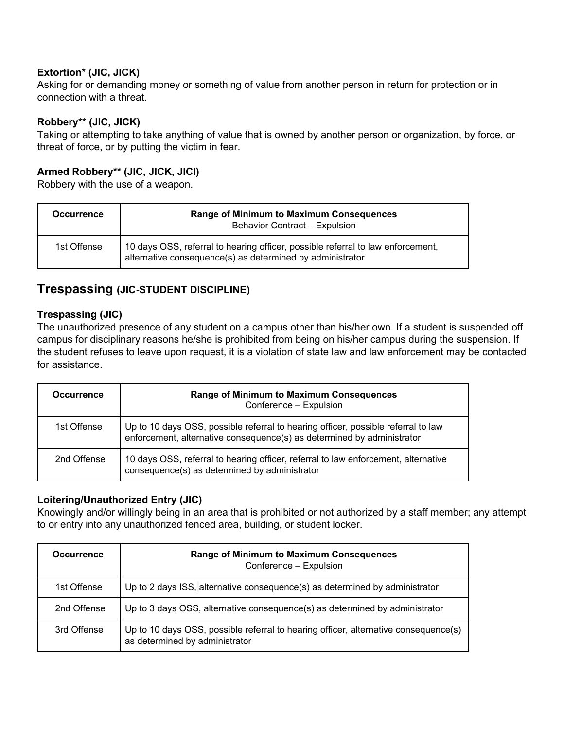**Extortion* (JIC, JICK)**
Asking for or demanding money or something of value from another person in return for protection or in connection with a threat.

**Robbery** (JIC, JICK)**
Taking or attempting to take anything of value that is owned by another person or organization, by force, or threat of force, or by putting the victim in fear.

**Armed Robbery** (JIC, JICK, JICI)**
Robbery with the use of a weapon.

| Occurrence | Range of Minimum to Maximum Consequences<br>Behavior Contract – Expulsion |
|---|---|
| 1st Offense | 10 days OSS, referral to hearing officer, possible referral to law enforcement, alternative consequence(s) as determined by administrator |

## Trespassing (JIC-STUDENT DISCIPLINE)

**Trespassing (JIC)**
The unauthorized presence of any student on a campus other than his/her own. If a student is suspended off campus for disciplinary reasons he/she is prohibited from being on his/her campus during the suspension. If the student refuses to leave upon request, it is a violation of state law and law enforcement may be contacted for assistance.

| Occurrence | Range of Minimum to Maximum Consequences<br>Conference – Expulsion |
|---|---|
| 1st Offense | Up to 10 days OSS, possible referral to hearing officer, possible referral to law enforcement, alternative consequence(s) as determined by administrator |
| 2nd Offense | 10 days OSS, referral to hearing officer, referral to law enforcement, alternative consequence(s) as determined by administrator |

**Loitering/Unauthorized Entry (JIC)**
Knowingly and/or willingly being in an area that is prohibited or not authorized by a staff member; any attempt to or entry into any unauthorized fenced area, building, or student locker.

| Occurrence | Range of Minimum to Maximum Consequences<br>Conference – Expulsion |
|---|---|
| 1st Offense | Up to 2 days ISS, alternative consequence(s) as determined by administrator |
| 2nd Offense | Up to 3 days OSS, alternative consequence(s) as determined by administrator |
| 3rd Offense | Up to 10 days OSS, possible referral to hearing officer, alternative consequence(s) as determined by administrator |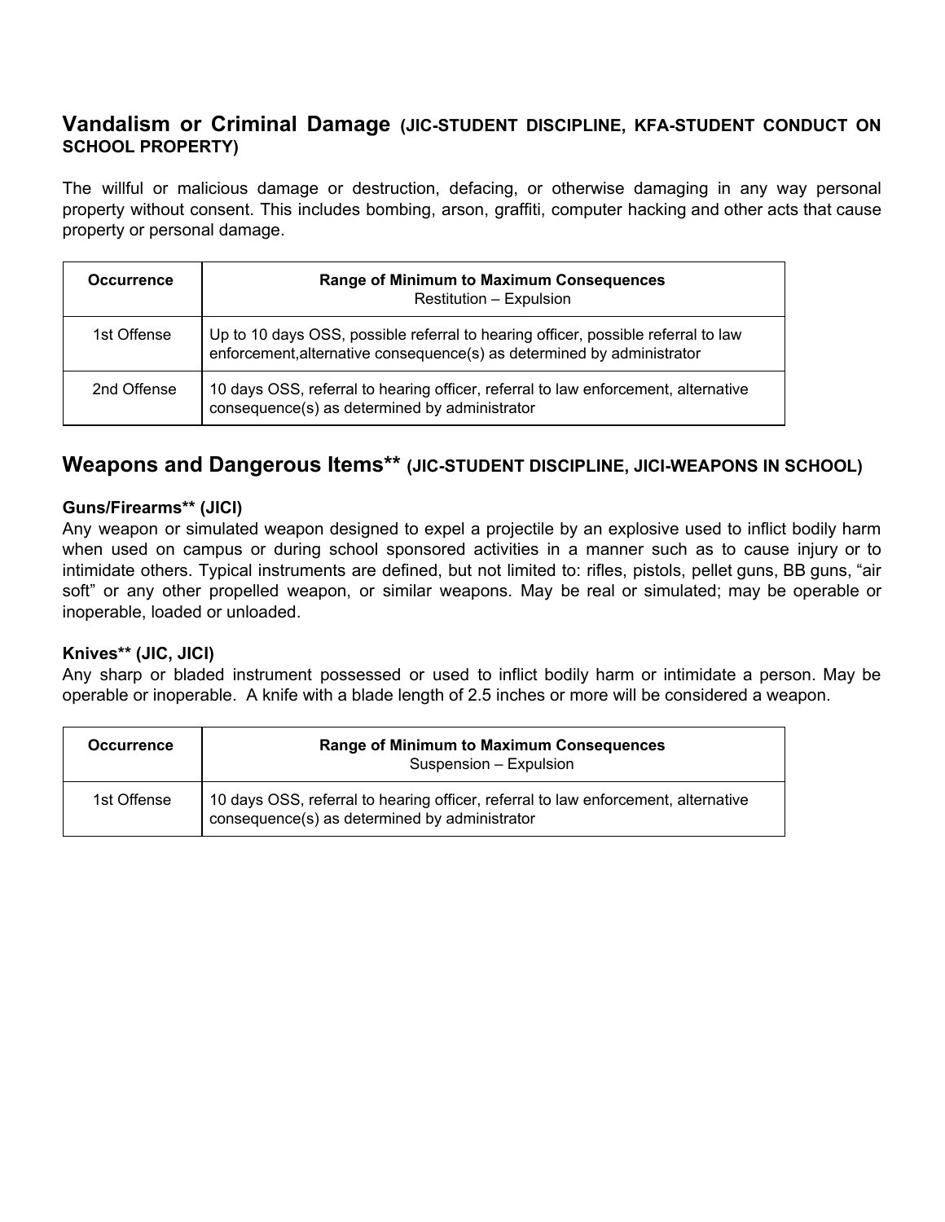## Vandalism or Criminal Damage (JIC-STUDENT DISCIPLINE, KFA-STUDENT CONDUCT ON SCHOOL PROPERTY)

The willful or malicious damage or destruction, defacing, or otherwise damaging in any way personal property without consent. This includes bombing, arson, graffiti, computer hacking and other acts that cause property or personal damage.

| Occurrence | Range of Minimum to Maximum Consequences<br>Restitution – Expulsion |
|---|---|
| 1st Offense | Up to 10 days OSS, possible referral to hearing officer, possible referral to law enforcement,alternative consequence(s) as determined by administrator |
| 2nd Offense | 10 days OSS, referral to hearing officer, referral to law enforcement, alternative consequence(s) as determined by administrator |

## Weapons and Dangerous Items** (JIC-STUDENT DISCIPLINE, JICI-WEAPONS IN SCHOOL)

**Guns/Firearms** (JICI)**
Any weapon or simulated weapon designed to expel a projectile by an explosive used to inflict bodily harm when used on campus or during school sponsored activities in a manner such as to cause injury or to intimidate others. Typical instruments are defined, but not limited to: rifles, pistols, pellet guns, BB guns, "air soft" or any other propelled weapon, or similar weapons. May be real or simulated; may be operable or inoperable, loaded or unloaded.

**Knives** (JIC, JICI)**
Any sharp or bladed instrument possessed or used to inflict bodily harm or intimidate a person. May be operable or inoperable. A knife with a blade length of 2.5 inches or more will be considered a weapon.

| Occurrence | Range of Minimum to Maximum Consequences<br>Suspension – Expulsion |
|---|---|
| 1st Offense | 10 days OSS, referral to hearing officer, referral to law enforcement, alternative consequence(s) as determined by administrator |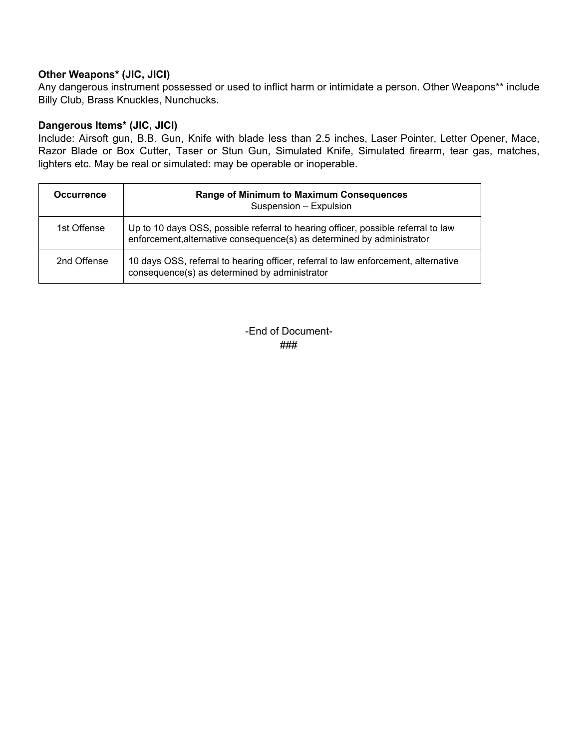**Other Weapons* (JIC, JICI)**
Any dangerous instrument possessed or used to inflict harm or intimidate a person. Other Weapons** include Billy Club, Brass Knuckles, Nunchucks.

**Dangerous Items* (JIC, JICI)**
Include: Airsoft gun, B.B. Gun, Knife with blade less than 2.5 inches, Laser Pointer, Letter Opener, Mace, Razor Blade or Box Cutter, Taser or Stun Gun, Simulated Knife, Simulated firearm, tear gas, matches, lighters etc. May be real or simulated: may be operable or inoperable.

| **Occurrence** | **Range of Minimum to Maximum Consequences** Suspension – Expulsion |
|---|---|
| 1st Offense | Up to 10 days OSS, possible referral to hearing officer, possible referral to law enforcement,alternative consequence(s) as determined by administrator |
| 2nd Offense | 10 days OSS, referral to hearing officer, referral to law enforcement, alternative consequence(s) as determined by administrator |

-End of Document-

###